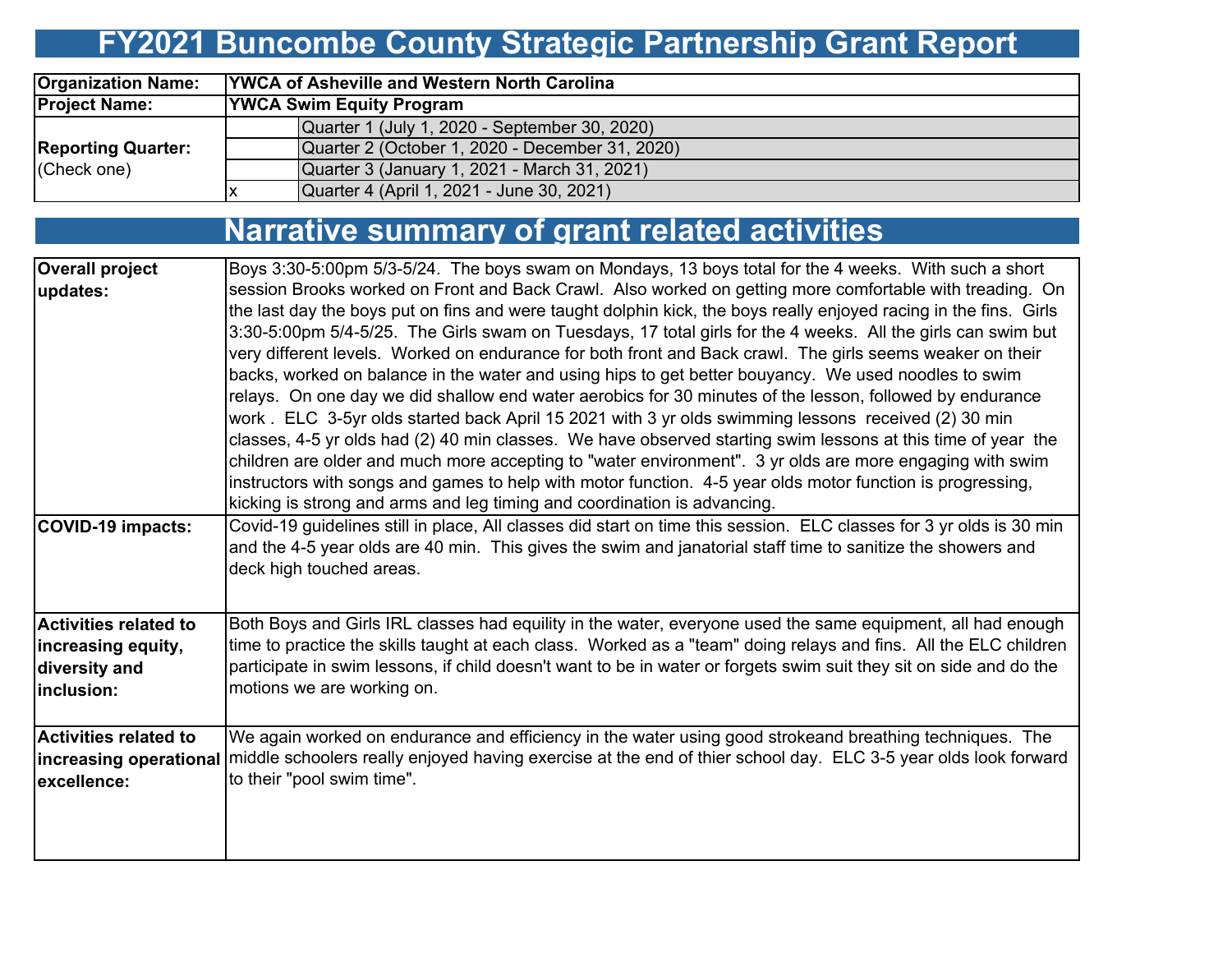# FY2021 Buncombe County Strategic Partnership Grant Report

| | | |
|---|---|---|
| **Organization Name:** | **YWCA of Asheville and Western North Carolina** | |
| **Project Name:** | **YWCA Swim Equity Program** | |
| **Reporting Quarter:** (Check one) | | Quarter 1 (July 1, 2020 - September 30, 2020) |
| | | Quarter 2 (October 1, 2020 - December 31, 2020) |
| | | Quarter 3 (January 1, 2021 - March 31, 2021) |
| | x | Quarter 4 (April 1, 2021 - June 30, 2021) |

## Narrative summary of grant related activities

| | |
|---|---|
| **Overall project updates:** | Boys 3:30-5:00pm 5/3-5/24. The boys swam on Mondays, 13 boys total for the 4 weeks. With such a short session Brooks worked on Front and Back Crawl. Also worked on getting more comfortable with treading. On the last day the boys put on fins and were taught dolphin kick, the boys really enjoyed racing in the fins. Girls 3:30-5:00pm 5/4-5/25. The Girls swam on Tuesdays, 17 total girls for the 4 weeks. All the girls can swim but very different levels. Worked on endurance for both front and Back crawl. The girls seems weaker on their backs, worked on balance in the water and using hips to get better bouyancy. We used noodles to swim relays. On one day we did shallow end water aerobics for 30 minutes of the lesson, followed by endurance work . ELC 3-5yr olds started back April 15 2021 with 3 yr olds swimming lessons received (2) 30 min classes, 4-5 yr olds had (2) 40 min classes. We have observed starting swim lessons at this time of year the children are older and much more accepting to "water environment". 3 yr olds are more engaging with swim instructors with songs and games to help with motor function. 4-5 year olds motor function is progressing, kicking is strong and arms and leg timing and coordination is advancing. |
| **COVID-19 impacts:** | Covid-19 guidelines still in place, All classes did start on time this session. ELC classes for 3 yr olds is 30 min and the 4-5 year olds are 40 min. This gives the swim and janatorial staff time to sanitize the showers and deck high touched areas. |
| **Activities related to increasing equity, diversity and inclusion:** | Both Boys and Girls IRL classes had equility in the water, everyone used the same equipment, all had enough time to practice the skills taught at each class. Worked as a "team" doing relays and fins. All the ELC children participate in swim lessons, if child doesn't want to be in water or forgets swim suit they sit on side and do the motions we are working on. |
| **Activities related to increasing operational excellence:** | We again worked on endurance and efficiency in the water using good strokeand breathing techniques. The middle schoolers really enjoyed having exercise at the end of thier school day. ELC 3-5 year olds look forward to their "pool swim time". |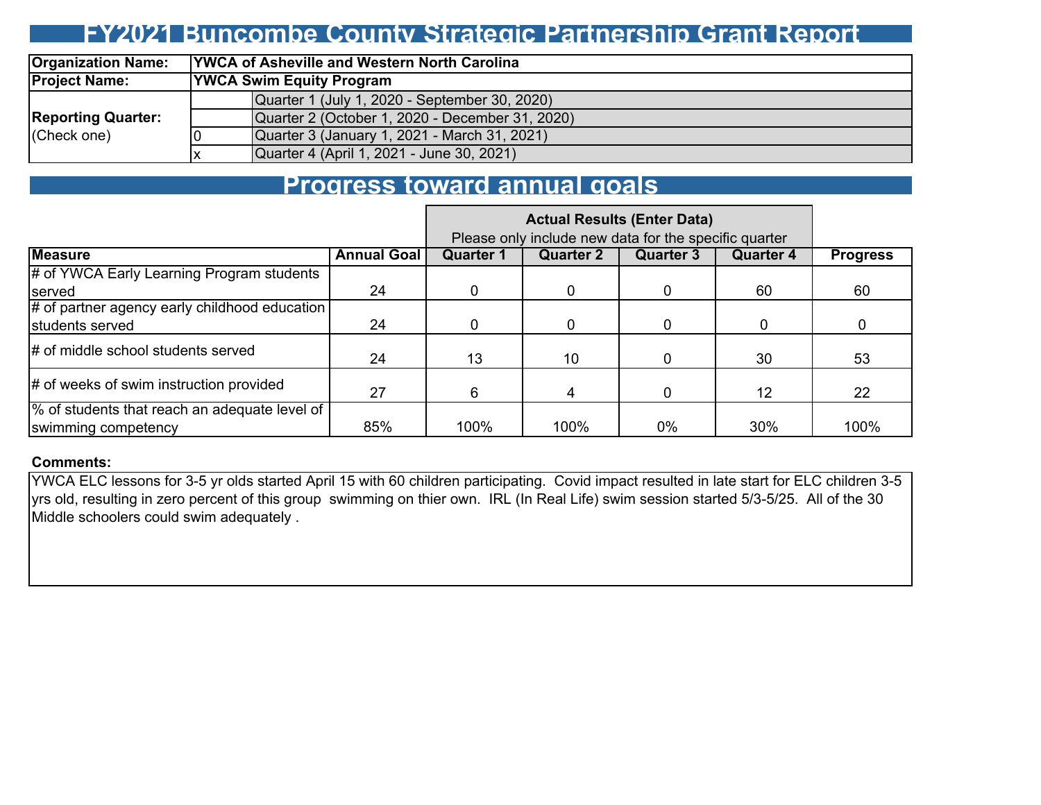# FY2021 Buncombe County Strategic Partnership Grant Report

| Organization Name: | YWCA of Asheville and Western North Carolina | |
|---|---|---|
| Project Name: | YWCA Swim Equity Program | |
| Reporting Quarter: (Check one) | | Quarter 1 (July 1, 2020 - September 30, 2020) |
| | | Quarter 2 (October 1, 2020 - December 31, 2020) |
| | 0 | Quarter 3 (January 1, 2021 - March 31, 2021) |
| | x | Quarter 4 (April 1, 2021 - June 30, 2021) |

## Progress toward annual goals

| | | Actual Results (Enter Data) Please only include new data for the specific quarter | | | | |
|---|---|---|---|---|---|---|
| Measure | Annual Goal | Quarter 1 | Quarter 2 | Quarter 3 | Quarter 4 | Progress |
| # of YWCA Early Learning Program students served | 24 | 0 | 0 | 0 | 60 | 60 |
| # of partner agency early childhood education students served | 24 | 0 | 0 | 0 | 0 | 0 |
| # of middle school students served | 24 | 13 | 10 | 0 | 30 | 53 |
| # of weeks of swim instruction provided | 27 | 6 | 4 | 0 | 12 | 22 |
| % of students that reach an adequate level of swimming competency | 85% | 100% | 100% | 0% | 30% | 100% |

**Comments:**

YWCA ELC lessons for 3-5 yr olds started April 15 with 60 children participating. Covid impact resulted in late start for ELC children 3-5 yrs old, resulting in zero percent of this group swimming on thier own. IRL (In Real Life) swim session started 5/3-5/25. All of the 30 Middle schoolers could swim adequately .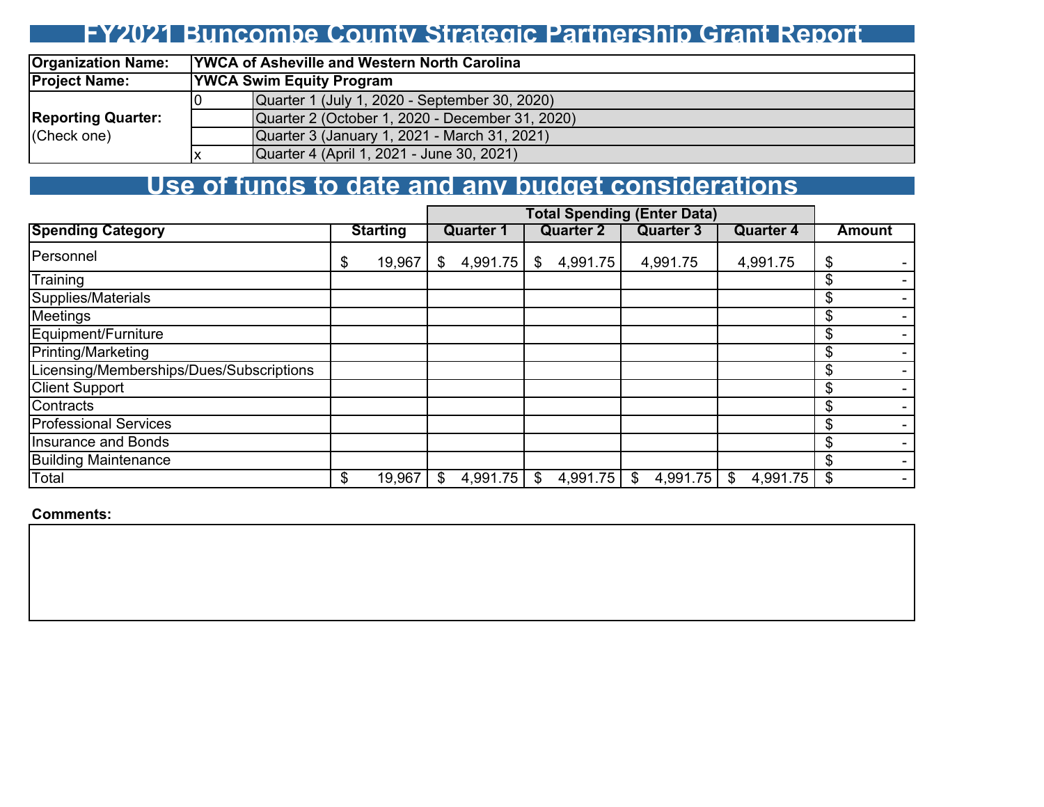# FY2021 Buncombe County Strategic Partnership Grant Report

| | | |
|---|---|---|
| **Organization Name:** | **YWCA of Asheville and Western North Carolina** | |
| **Project Name:** | **YWCA Swim Equity Program** | |
| **Reporting Quarter:** (Check one) | 0 | Quarter 1 (July 1, 2020 - September 30, 2020) |
| | | Quarter 2 (October 1, 2020 - December 31, 2020) |
| | | Quarter 3 (January 1, 2021 - March 31, 2021) |
| | x | Quarter 4 (April 1, 2021 - June 30, 2021) |

# Use of funds to date and any budget considerations

| | | Total Spending (Enter Data) | | | | |
|---|---|---|---|---|---|---|
| **Spending Category** | **Starting** | **Quarter 1** | **Quarter 2** | **Quarter 3** | **Quarter 4** | **Amount** |
| Personnel | $ 19,967 | $ 4,991.75 | $ 4,991.75 | 4,991.75 | 4,991.75 | $ - |
| Training | | | | | | $ - |
| Supplies/Materials | | | | | | $ - |
| Meetings | | | | | | $ - |
| Equipment/Furniture | | | | | | $ - |
| Printing/Marketing | | | | | | $ - |
| Licensing/Memberships/Dues/Subscriptions | | | | | | $ - |
| Client Support | | | | | | $ - |
| Contracts | | | | | | $ - |
| Professional Services | | | | | | $ - |
| Insurance and Bonds | | | | | | $ - |
| Building Maintenance | | | | | | $ - |
| Total | $ 19,967 | $ 4,991.75 | $ 4,991.75 | $ 4,991.75 | $ 4,991.75 | $ - |

**Comments:**